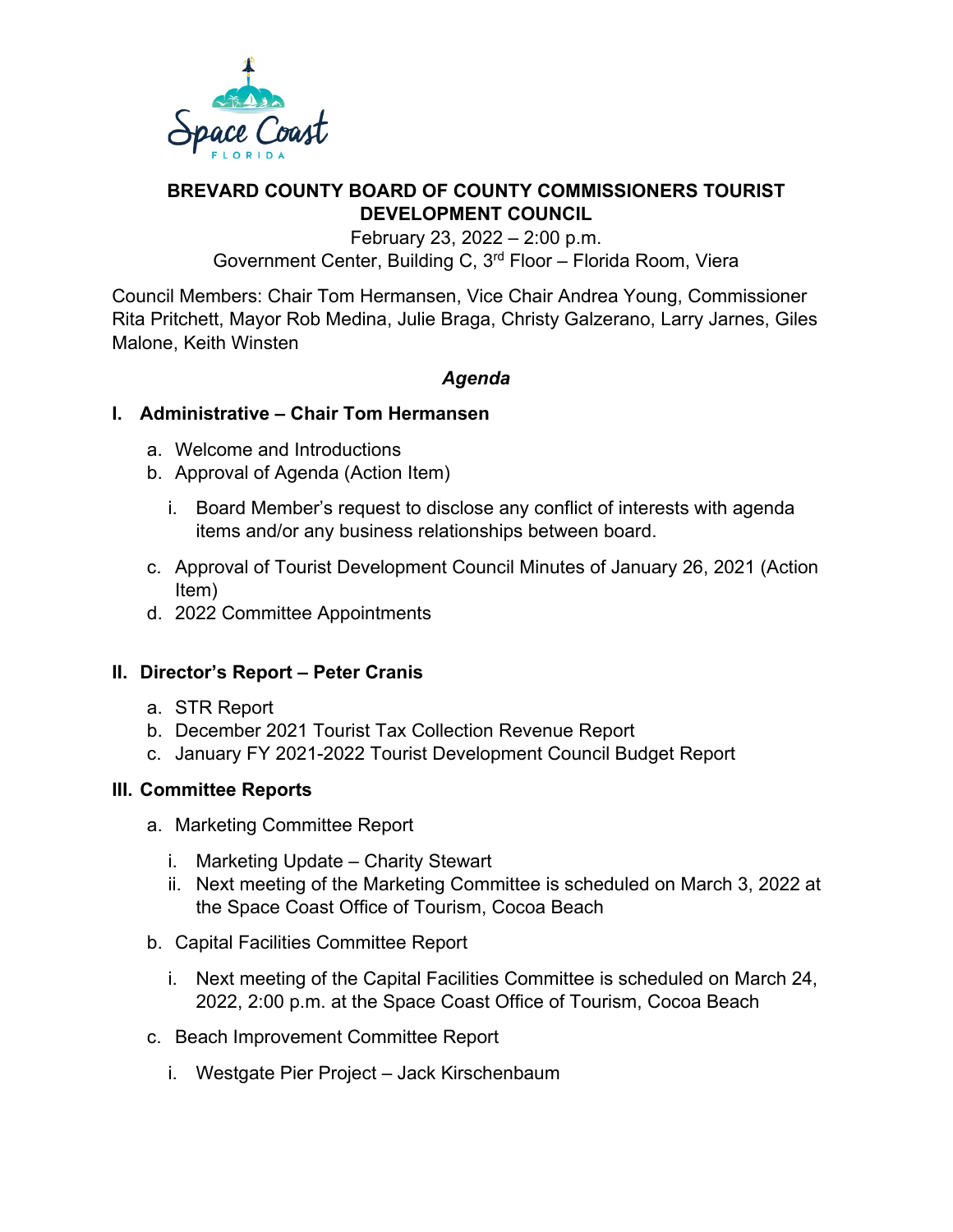# BREVARD COUNTY BOARD OF COUNTY COMMISSIONERS TOURIST DEVELOPMENT COUNCIL

February 23, 2022 – 2:00 p.m.
Government Center, Building C, 3rd Floor – Florida Room, Viera

Council Members: Chair Tom Hermansen, Vice Chair Andrea Young, Commissioner Rita Pritchett, Mayor Rob Medina, Julie Braga, Christy Galzerano, Larry Jarnes, Giles Malone, Keith Winsten

### *Agenda*

## I. Administrative – Chair Tom Hermansen

a. Welcome and Introductions
b. Approval of Agenda (Action Item)
   i. Board Member's request to disclose any conflict of interests with agenda items and/or any business relationships between board.
c. Approval of Tourist Development Council Minutes of January 26, 2021 (Action Item)
d. 2022 Committee Appointments

## II. Director's Report – Peter Cranis

a. STR Report
b. December 2021 Tourist Tax Collection Revenue Report
c. January FY 2021-2022 Tourist Development Council Budget Report

## III. Committee Reports

a. Marketing Committee Report
   i. Marketing Update – Charity Stewart
   ii. Next meeting of the Marketing Committee is scheduled on March 3, 2022 at the Space Coast Office of Tourism, Cocoa Beach
b. Capital Facilities Committee Report
   i. Next meeting of the Capital Facilities Committee is scheduled on March 24, 2022, 2:00 p.m. at the Space Coast Office of Tourism, Cocoa Beach
c. Beach Improvement Committee Report
   i. Westgate Pier Project – Jack Kirschenbaum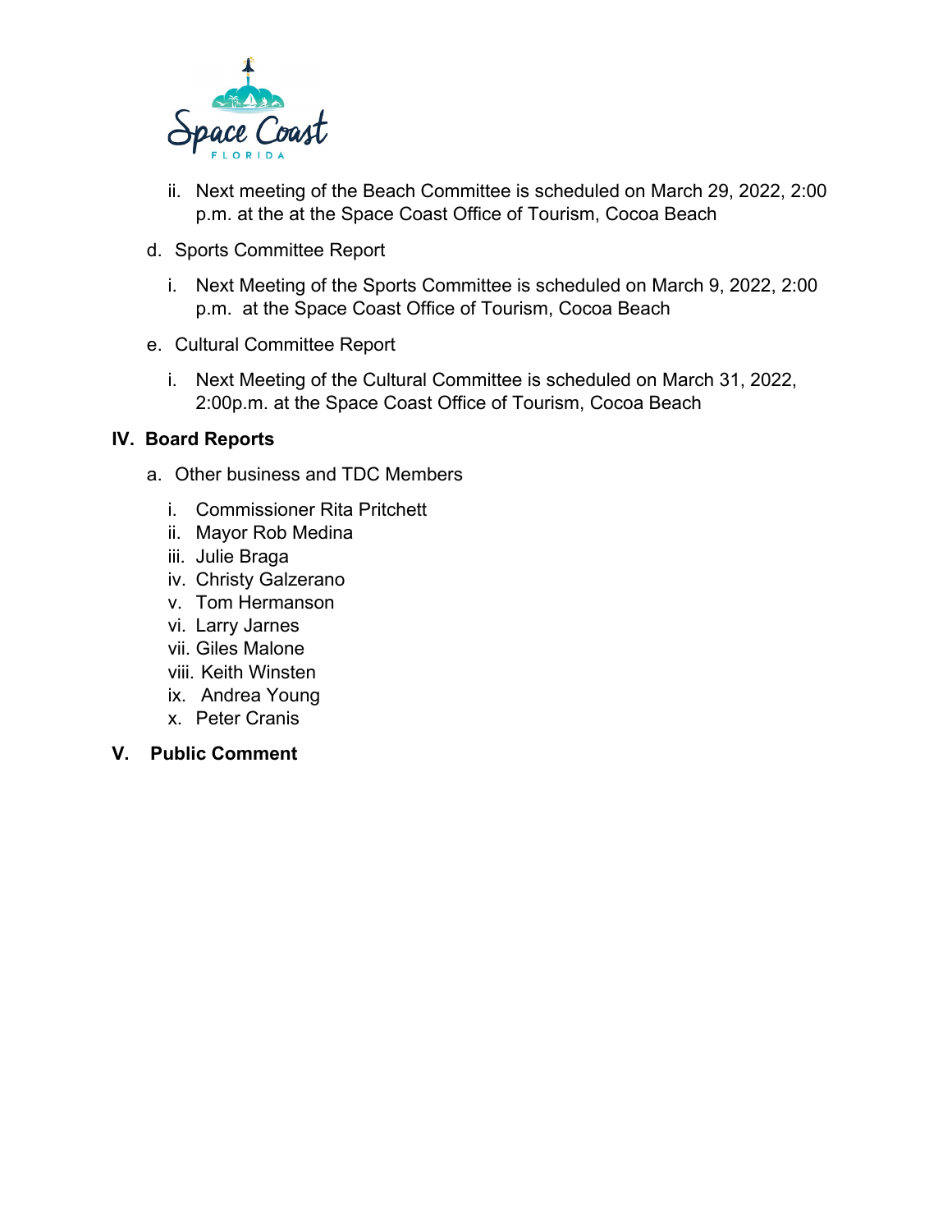ii. Next meeting of the Beach Committee is scheduled on March 29, 2022, 2:00 p.m. at the at the Space Coast Office of Tourism, Cocoa Beach

d. Sports Committee Report

  i. Next Meeting of the Sports Committee is scheduled on March 9, 2022, 2:00 p.m. at the Space Coast Office of Tourism, Cocoa Beach

e. Cultural Committee Report

  i. Next Meeting of the Cultural Committee is scheduled on March 31, 2022, 2:00p.m. at the Space Coast Office of Tourism, Cocoa Beach

## IV. Board Reports

a. Other business and TDC Members

  i. Commissioner Rita Pritchett
  ii. Mayor Rob Medina
  iii. Julie Braga
  iv. Christy Galzerano
  v. Tom Hermanson
  vi. Larry Jarnes
  vii. Giles Malone
  viii. Keith Winsten
  ix. Andrea Young
  x. Peter Cranis

## V. Public Comment